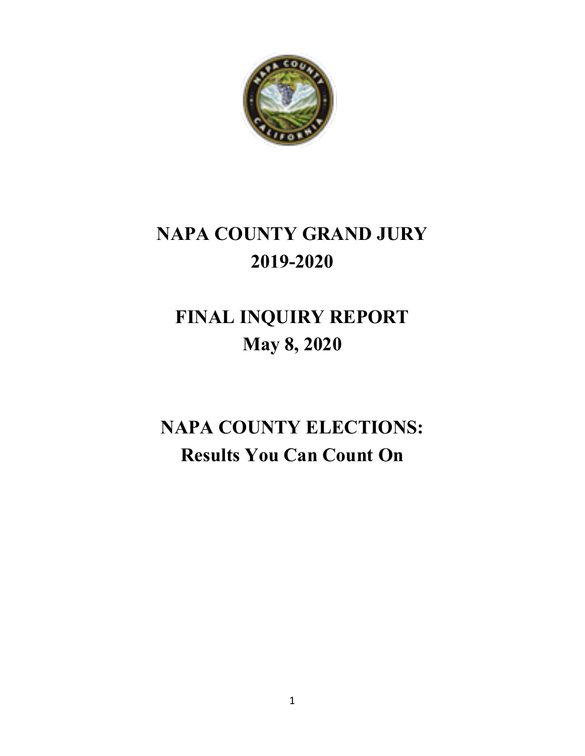# NAPA COUNTY GRAND JURY
# 2019-2020

# FINAL INQUIRY REPORT
# May 8, 2020

# NAPA COUNTY ELECTIONS:
# Results You Can Count On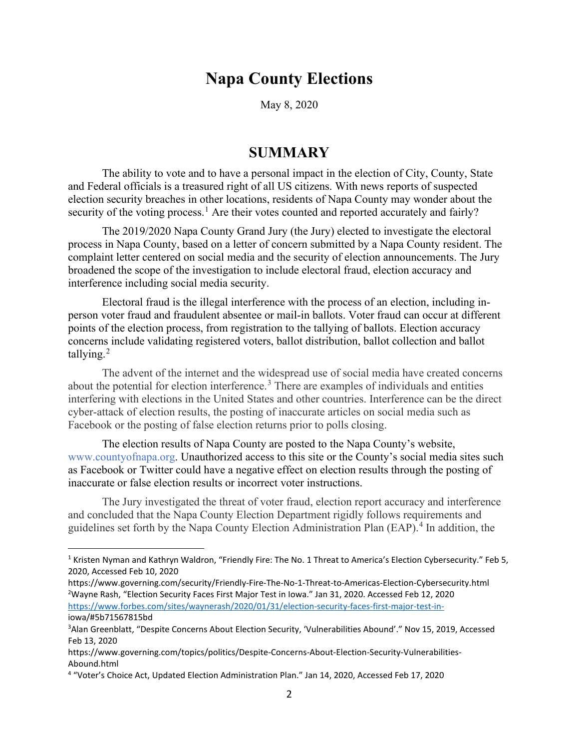# Napa County Elections

May 8, 2020

## SUMMARY

The ability to vote and to have a personal impact in the election of City, County, State and Federal officials is a treasured right of all US citizens. With news reports of suspected election security breaches in other locations, residents of Napa County may wonder about the security of the voting process.[1] Are their votes counted and reported accurately and fairly?

The 2019/2020 Napa County Grand Jury (the Jury) elected to investigate the electoral process in Napa County, based on a letter of concern submitted by a Napa County resident. The complaint letter centered on social media and the security of election announcements. The Jury broadened the scope of the investigation to include electoral fraud, election accuracy and interference including social media security.

Electoral fraud is the illegal interference with the process of an election, including in-person voter fraud and fraudulent absentee or mail-in ballots. Voter fraud can occur at different points of the election process, from registration to the tallying of ballots. Election accuracy concerns include validating registered voters, ballot distribution, ballot collection and ballot tallying.[2]

The advent of the internet and the widespread use of social media have created concerns about the potential for election interference.[3] There are examples of individuals and entities interfering with elections in the United States and other countries. Interference can be the direct cyber-attack of election results, the posting of inaccurate articles on social media such as Facebook or the posting of false election returns prior to polls closing.

The election results of Napa County are posted to the Napa County's website, www.countyofnapa.org. Unauthorized access to this site or the County's social media sites such as Facebook or Twitter could have a negative effect on election results through the posting of inaccurate or false election results or incorrect voter instructions.

The Jury investigated the threat of voter fraud, election report accuracy and interference and concluded that the Napa County Election Department rigidly follows requirements and guidelines set forth by the Napa County Election Administration Plan (EAP).[4] In addition, the

---

[1] Kristen Nyman and Kathryn Waldron, "Friendly Fire: The No. 1 Threat to America's Election Cybersecurity." Feb 5, 2020, Accessed Feb 10, 2020 https://www.governing.com/security/Friendly-Fire-The-No-1-Threat-to-Americas-Election-Cybersecurity.html

[2] Wayne Rash, "Election Security Faces First Major Test in Iowa." Jan 31, 2020. Accessed Feb 12, 2020 https://www.forbes.com/sites/waynerash/2020/01/31/election-security-faces-first-major-test-in-iowa/#5b71567815bd

[3] Alan Greenblatt, "Despite Concerns About Election Security, 'Vulnerabilities Abound'." Nov 15, 2019, Accessed Feb 13, 2020 https://www.governing.com/topics/politics/Despite-Concerns-About-Election-Security-Vulnerabilities-Abound.html

[4] "Voter's Choice Act, Updated Election Administration Plan." Jan 14, 2020, Accessed Feb 17, 2020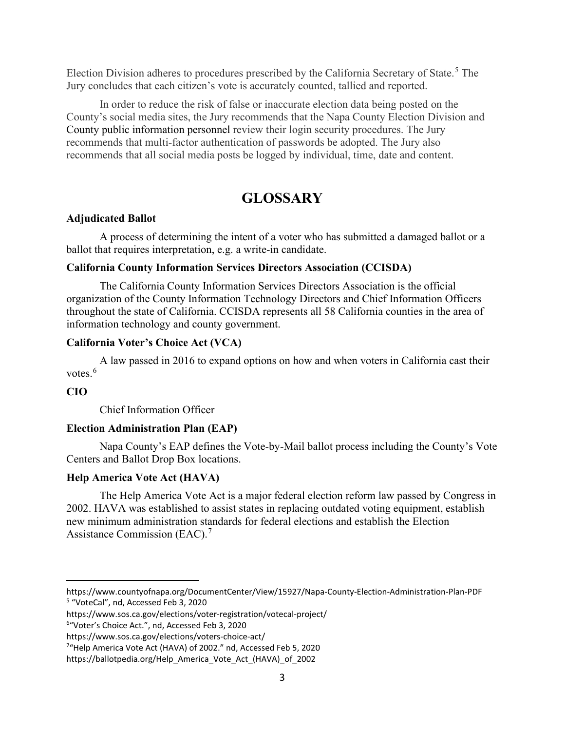Election Division adheres to procedures prescribed by the California Secretary of State.[5] The Jury concludes that each citizen's vote is accurately counted, tallied and reported.

In order to reduce the risk of false or inaccurate election data being posted on the County's social media sites, the Jury recommends that the Napa County Election Division and County public information personnel review their login security procedures. The Jury recommends that multi-factor authentication of passwords be adopted. The Jury also recommends that all social media posts be logged by individual, time, date and content.

# GLOSSARY

**Adjudicated Ballot**

A process of determining the intent of a voter who has submitted a damaged ballot or a ballot that requires interpretation, e.g. a write-in candidate.

**California County Information Services Directors Association (CCISDA)**

The California County Information Services Directors Association is the official organization of the County Information Technology Directors and Chief Information Officers throughout the state of California. CCISDA represents all 58 California counties in the area of information technology and county government.

**California Voter's Choice Act (VCA)**

A law passed in 2016 to expand options on how and when voters in California cast their votes.[6]

**CIO**

Chief Information Officer

**Election Administration Plan (EAP)**

Napa County's EAP defines the Vote-by-Mail ballot process including the County's Vote Centers and Ballot Drop Box locations.

**Help America Vote Act (HAVA)**

The Help America Vote Act is a major federal election reform law passed by Congress in 2002. HAVA was established to assist states in replacing outdated voting equipment, establish new minimum administration standards for federal elections and establish the Election Assistance Commission (EAC).[7]

---

https://www.countyofnapa.org/DocumentCenter/View/15927/Napa-County-Election-Administration-Plan-PDF

[5] "VoteCal", nd, Accessed Feb 3, 2020 https://www.sos.ca.gov/elections/voter-registration/votecal-project/

[6] "Voter's Choice Act.", nd, Accessed Feb 3, 2020 https://www.sos.ca.gov/elections/voters-choice-act/

[7] "Help America Vote Act (HAVA) of 2002." nd, Accessed Feb 5, 2020 https://ballotpedia.org/Help_America_Vote_Act_(HAVA)_of_2002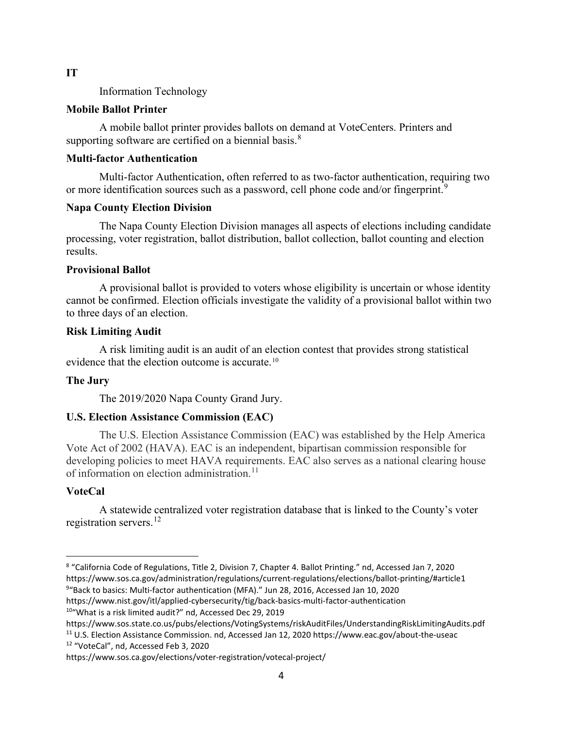**IT**

Information Technology

**Mobile Ballot Printer**

A mobile ballot printer provides ballots on demand at VoteCenters. Printers and supporting software are certified on a biennial basis.[8]

**Multi-factor Authentication**

Multi-factor Authentication, often referred to as two-factor authentication, requiring two or more identification sources such as a password, cell phone code and/or fingerprint.[9]

**Napa County Election Division**

The Napa County Election Division manages all aspects of elections including candidate processing, voter registration, ballot distribution, ballot collection, ballot counting and election results.

**Provisional Ballot**

A provisional ballot is provided to voters whose eligibility is uncertain or whose identity cannot be confirmed. Election officials investigate the validity of a provisional ballot within two to three days of an election.

**Risk Limiting Audit**

A risk limiting audit is an audit of an election contest that provides strong statistical evidence that the election outcome is accurate.[10]

**The Jury**

The 2019/2020 Napa County Grand Jury.

**U.S. Election Assistance Commission (EAC)**

The U.S. Election Assistance Commission (EAC) was established by the Help America Vote Act of 2002 (HAVA). EAC is an independent, bipartisan commission responsible for developing policies to meet HAVA requirements. EAC also serves as a national clearing house of information on election administration.[11]

**VoteCal**

A statewide centralized voter registration database that is linked to the County's voter registration servers.[12]

---

[8] "California Code of Regulations, Title 2, Division 7, Chapter 4. Ballot Printing." nd, Accessed Jan 7, 2020 https://www.sos.ca.gov/administration/regulations/current-regulations/elections/ballot-printing/#article1

[9] "Back to basics: Multi-factor authentication (MFA)." Jun 28, 2016, Accessed Jan 10, 2020 https://www.nist.gov/itl/applied-cybersecurity/tig/back-basics-multi-factor-authentication

[10] "What is a risk limited audit?" nd, Accessed Dec 29, 2019 https://www.sos.state.co.us/pubs/elections/VotingSystems/riskAuditFiles/UnderstandingRiskLimitingAudits.pdf

[11] U.S. Election Assistance Commission. nd, Accessed Jan 12, 2020 https://www.eac.gov/about-the-useac

[12] "VoteCal", nd, Accessed Feb 3, 2020 https://www.sos.ca.gov/elections/voter-registration/votecal-project/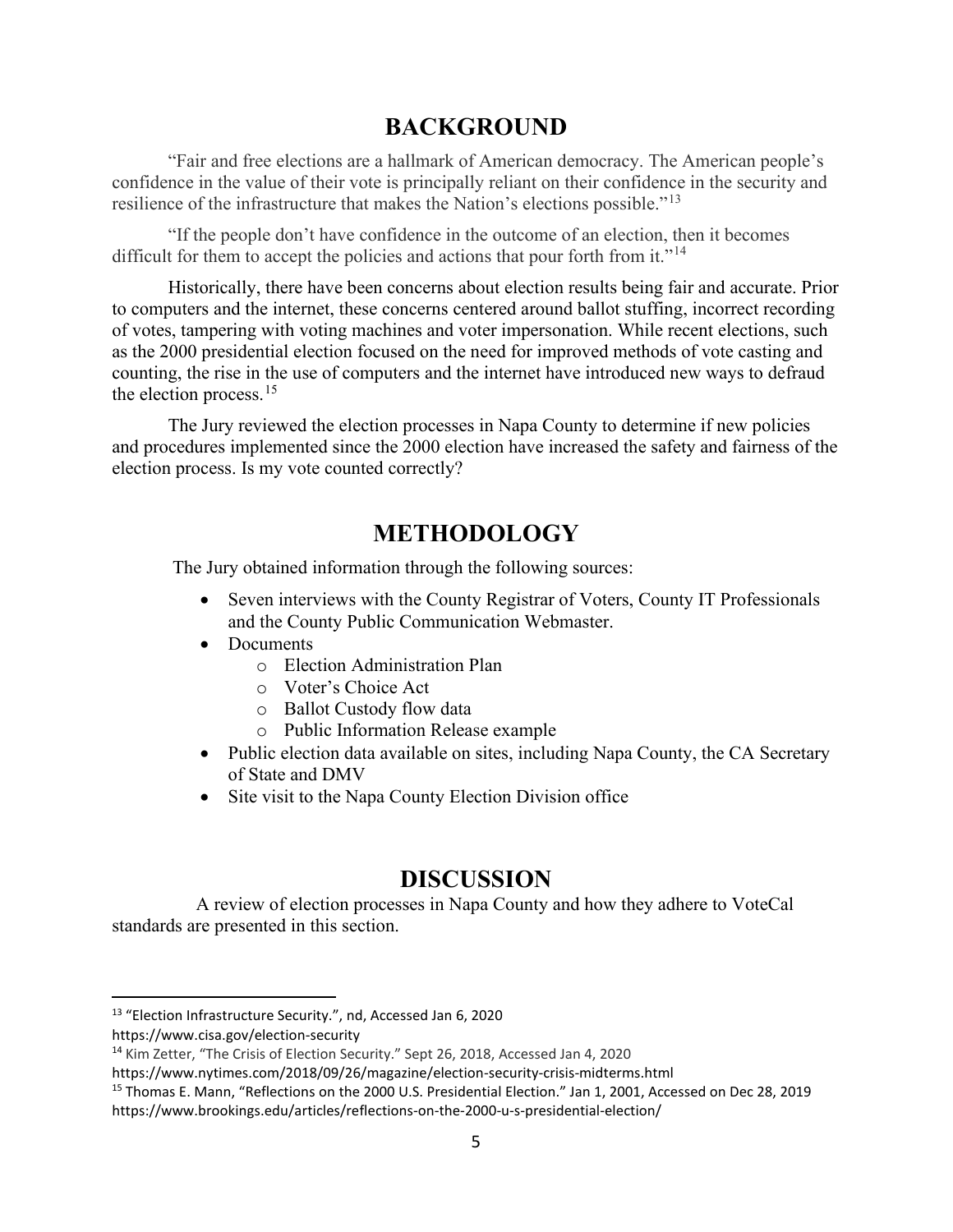## BACKGROUND

"Fair and free elections are a hallmark of American democracy. The American people's confidence in the value of their vote is principally reliant on their confidence in the security and resilience of the infrastructure that makes the Nation's elections possible."[13]

"If the people don't have confidence in the outcome of an election, then it becomes difficult for them to accept the policies and actions that pour forth from it."[14]

Historically, there have been concerns about election results being fair and accurate. Prior to computers and the internet, these concerns centered around ballot stuffing, incorrect recording of votes, tampering with voting machines and voter impersonation. While recent elections, such as the 2000 presidential election focused on the need for improved methods of vote casting and counting, the rise in the use of computers and the internet have introduced new ways to defraud the election process.[15]

The Jury reviewed the election processes in Napa County to determine if new policies and procedures implemented since the 2000 election have increased the safety and fairness of the election process. Is my vote counted correctly?

## METHODOLOGY

The Jury obtained information through the following sources:

- Seven interviews with the County Registrar of Voters, County IT Professionals and the County Public Communication Webmaster.
- Documents
  - Election Administration Plan
  - Voter's Choice Act
  - Ballot Custody flow data
  - Public Information Release example
- Public election data available on sites, including Napa County, the CA Secretary of State and DMV
- Site visit to the Napa County Election Division office

## DISCUSSION

A review of election processes in Napa County and how they adhere to VoteCal standards are presented in this section.

---

[13] "Election Infrastructure Security.", nd, Accessed Jan 6, 2020 https://www.cisa.gov/election-security

[14] Kim Zetter, "The Crisis of Election Security." Sept 26, 2018, Accessed Jan 4, 2020 https://www.nytimes.com/2018/09/26/magazine/election-security-crisis-midterms.html

[15] Thomas E. Mann, "Reflections on the 2000 U.S. Presidential Election." Jan 1, 2001, Accessed on Dec 28, 2019 https://www.brookings.edu/articles/reflections-on-the-2000-u-s-presidential-election/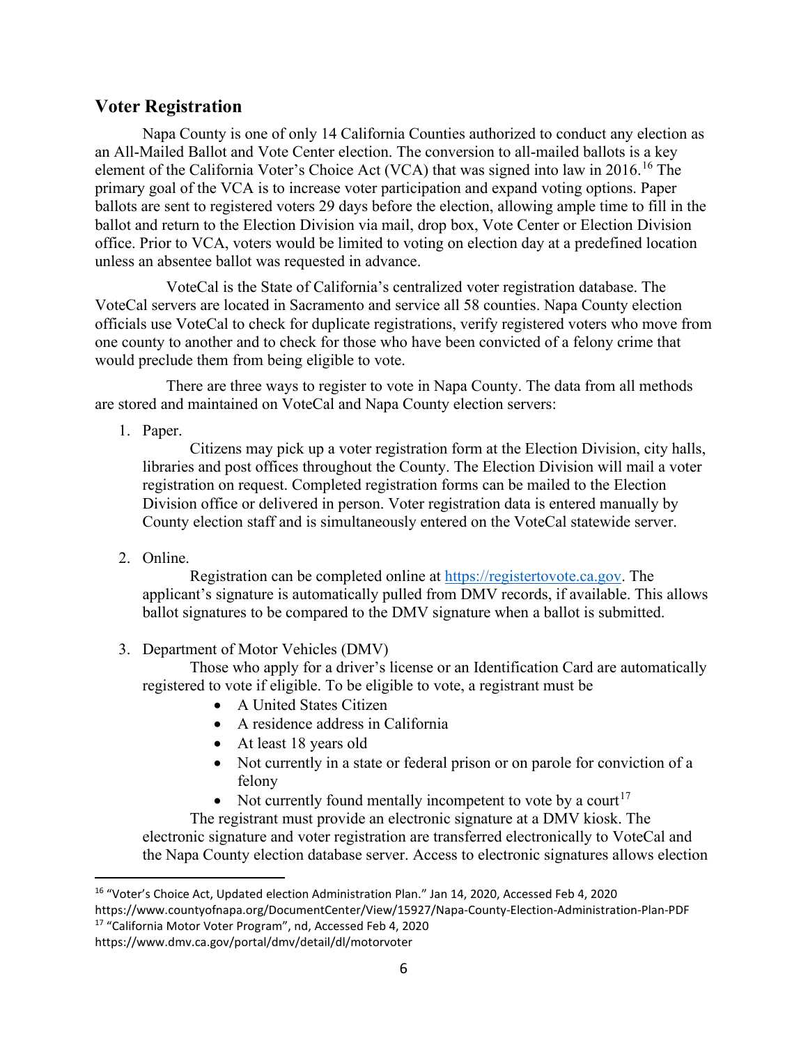## Voter Registration

Napa County is one of only 14 California Counties authorized to conduct any election as an All-Mailed Ballot and Vote Center election. The conversion to all-mailed ballots is a key element of the California Voter's Choice Act (VCA) that was signed into law in 2016.[16] The primary goal of the VCA is to increase voter participation and expand voting options. Paper ballots are sent to registered voters 29 days before the election, allowing ample time to fill in the ballot and return to the Election Division via mail, drop box, Vote Center or Election Division office. Prior to VCA, voters would be limited to voting on election day at a predefined location unless an absentee ballot was requested in advance.

VoteCal is the State of California's centralized voter registration database. The VoteCal servers are located in Sacramento and service all 58 counties. Napa County election officials use VoteCal to check for duplicate registrations, verify registered voters who move from one county to another and to check for those who have been convicted of a felony crime that would preclude them from being eligible to vote.

There are three ways to register to vote in Napa County. The data from all methods are stored and maintained on VoteCal and Napa County election servers:

1. Paper.

   Citizens may pick up a voter registration form at the Election Division, city halls, libraries and post offices throughout the County. The Election Division will mail a voter registration on request. Completed registration forms can be mailed to the Election Division office or delivered in person. Voter registration data is entered manually by County election staff and is simultaneously entered on the VoteCal statewide server.

2. Online.

   Registration can be completed online at [https://registertovote.ca.gov](https://registertovote.ca.gov). The applicant's signature is automatically pulled from DMV records, if available. This allows ballot signatures to be compared to the DMV signature when a ballot is submitted.

3. Department of Motor Vehicles (DMV)

   Those who apply for a driver's license or an Identification Card are automatically registered to vote if eligible. To be eligible to vote, a registrant must be

   - A United States Citizen
   - A residence address in California
   - At least 18 years old
   - Not currently in a state or federal prison or on parole for conviction of a felony
   - Not currently found mentally incompetent to vote by a court[17]

   The registrant must provide an electronic signature at a DMV kiosk. The electronic signature and voter registration are transferred electronically to VoteCal and the Napa County election database server. Access to electronic signatures allows election

---

[16] "Voter's Choice Act, Updated election Administration Plan." Jan 14, 2020, Accessed Feb 4, 2020 https://www.countyofnapa.org/DocumentCenter/View/15927/Napa-County-Election-Administration-Plan-PDF

[17] "California Motor Voter Program", nd, Accessed Feb 4, 2020 https://www.dmv.ca.gov/portal/dmv/detail/dl/motorvoter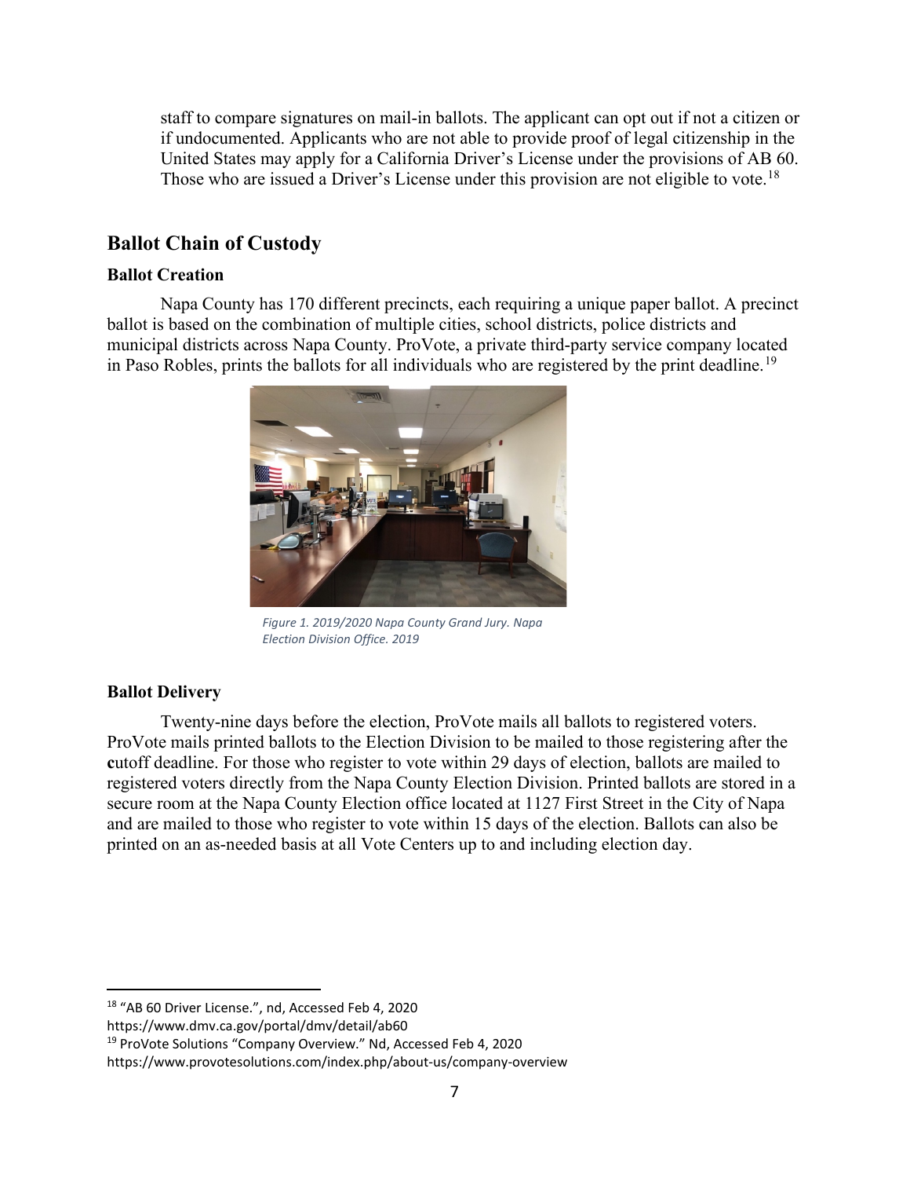staff to compare signatures on mail-in ballots. The applicant can opt out if not a citizen or if undocumented. Applicants who are not able to provide proof of legal citizenship in the United States may apply for a California Driver's License under the provisions of AB 60. Those who are issued a Driver's License under this provision are not eligible to vote.[18]

## Ballot Chain of Custody

### Ballot Creation

Napa County has 170 different precincts, each requiring a unique paper ballot. A precinct ballot is based on the combination of multiple cities, school districts, police districts and municipal districts across Napa County. ProVote, a private third-party service company located in Paso Robles, prints the ballots for all individuals who are registered by the print deadline.[19]

*Figure 1. 2019/2020 Napa County Grand Jury. Napa Election Division Office. 2019*

### Ballot Delivery

Twenty-nine days before the election, ProVote mails all ballots to registered voters. ProVote mails printed ballots to the Election Division to be mailed to those registering after the **c**utoff deadline. For those who register to vote within 29 days of election, ballots are mailed to registered voters directly from the Napa County Election Division. Printed ballots are stored in a secure room at the Napa County Election office located at 1127 First Street in the City of Napa and are mailed to those who register to vote within 15 days of the election. Ballots can also be printed on an as-needed basis at all Vote Centers up to and including election day.

---

[18] "AB 60 Driver License.", nd, Accessed Feb 4, 2020 https://www.dmv.ca.gov/portal/dmv/detail/ab60

[19] ProVote Solutions "Company Overview." Nd, Accessed Feb 4, 2020 https://www.provotesolutions.com/index.php/about-us/company-overview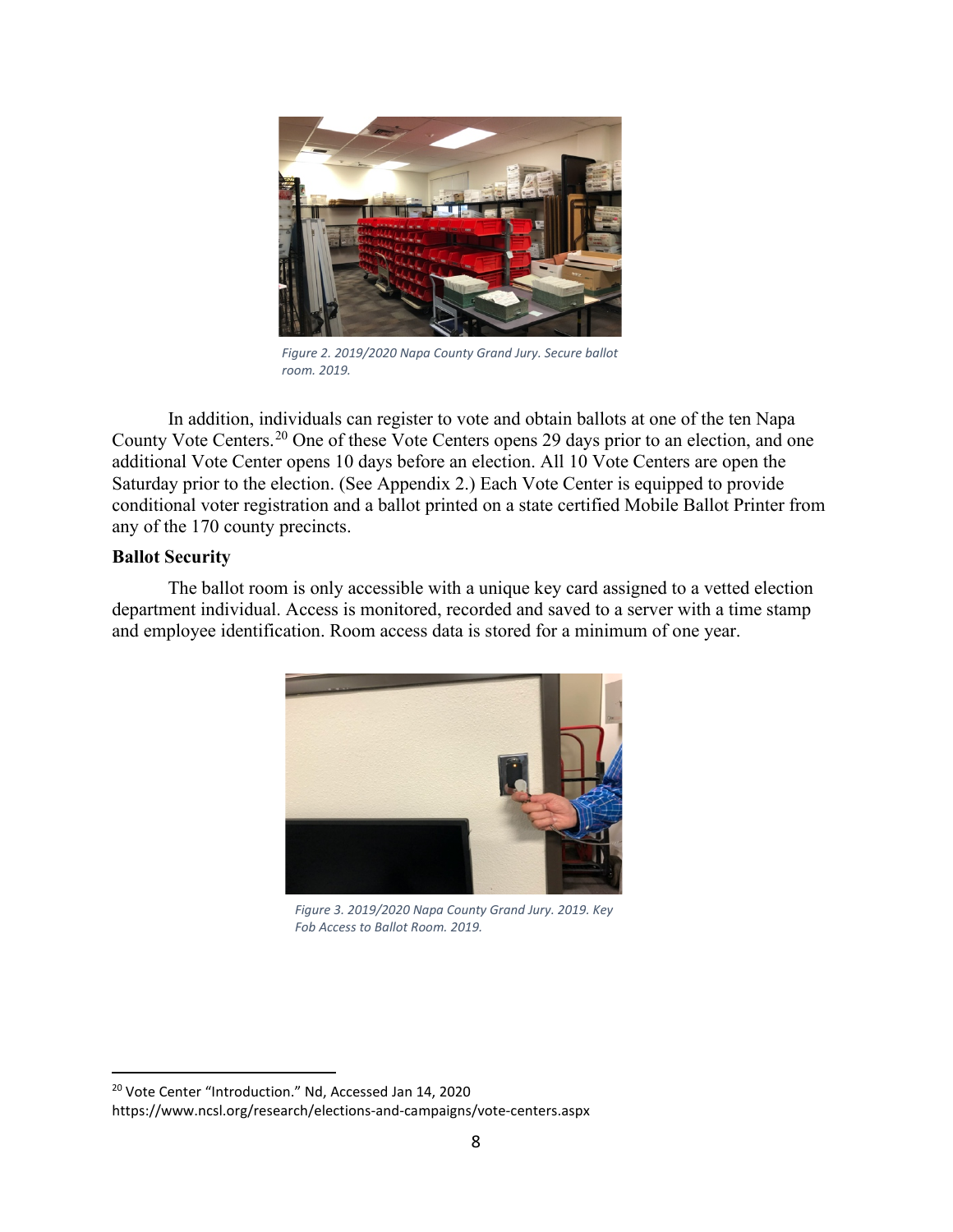*Figure 2. 2019/2020 Napa County Grand Jury. Secure ballot room. 2019.*

In addition, individuals can register to vote and obtain ballots at one of the ten Napa County Vote Centers.[20] One of these Vote Centers opens 29 days prior to an election, and one additional Vote Center opens 10 days before an election. All 10 Vote Centers are open the Saturday prior to the election. (See Appendix 2.) Each Vote Center is equipped to provide conditional voter registration and a ballot printed on a state certified Mobile Ballot Printer from any of the 170 county precincts.

**Ballot Security**

The ballot room is only accessible with a unique key card assigned to a vetted election department individual. Access is monitored, recorded and saved to a server with a time stamp and employee identification. Room access data is stored for a minimum of one year.

*Figure 3. 2019/2020 Napa County Grand Jury. 2019. Key Fob Access to Ballot Room. 2019.*

---

[20] Vote Center "Introduction." Nd, Accessed Jan 14, 2020 https://www.ncsl.org/research/elections-and-campaigns/vote-centers.aspx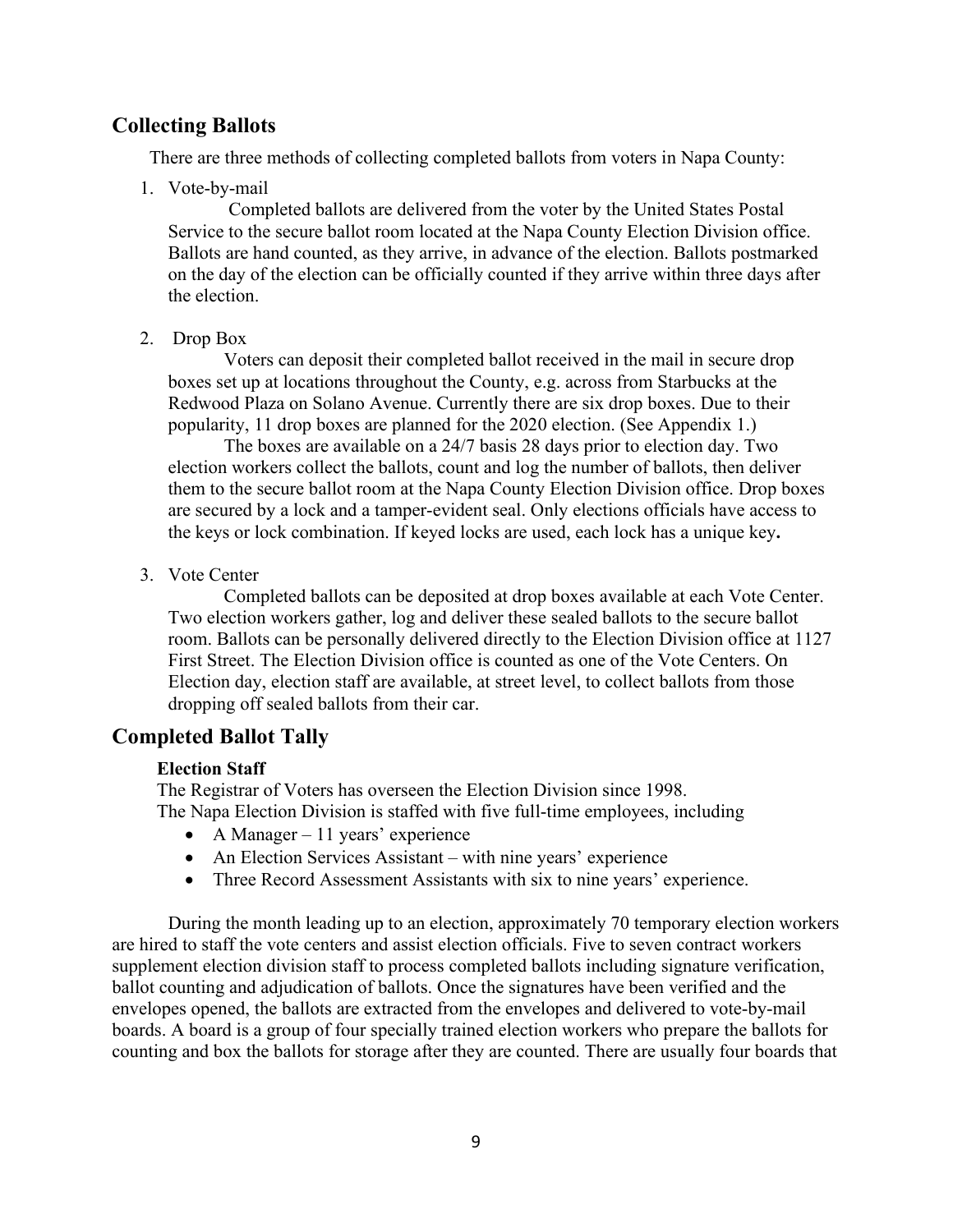## Collecting Ballots

There are three methods of collecting completed ballots from voters in Napa County:

1. Vote-by-mail

   Completed ballots are delivered from the voter by the United States Postal Service to the secure ballot room located at the Napa County Election Division office. Ballots are hand counted, as they arrive, in advance of the election. Ballots postmarked on the day of the election can be officially counted if they arrive within three days after the election.

2. Drop Box

   Voters can deposit their completed ballot received in the mail in secure drop boxes set up at locations throughout the County, e.g. across from Starbucks at the Redwood Plaza on Solano Avenue. Currently there are six drop boxes. Due to their popularity, 11 drop boxes are planned for the 2020 election. (See Appendix 1.)

   The boxes are available on a 24/7 basis 28 days prior to election day. Two election workers collect the ballots, count and log the number of ballots, then deliver them to the secure ballot room at the Napa County Election Division office. Drop boxes are secured by a lock and a tamper-evident seal. Only elections officials have access to the keys or lock combination. If keyed locks are used, each lock has a unique key**.**

3. Vote Center

   Completed ballots can be deposited at drop boxes available at each Vote Center. Two election workers gather, log and deliver these sealed ballots to the secure ballot room. Ballots can be personally delivered directly to the Election Division office at 1127 First Street. The Election Division office is counted as one of the Vote Centers. On Election day, election staff are available, at street level, to collect ballots from those dropping off sealed ballots from their car.

## Completed Ballot Tally

### Election Staff

The Registrar of Voters has overseen the Election Division since 1998.
The Napa Election Division is staffed with five full-time employees, including

- A Manager – 11 years' experience
- An Election Services Assistant – with nine years' experience
- Three Record Assessment Assistants with six to nine years' experience.

During the month leading up to an election, approximately 70 temporary election workers are hired to staff the vote centers and assist election officials. Five to seven contract workers supplement election division staff to process completed ballots including signature verification, ballot counting and adjudication of ballots. Once the signatures have been verified and the envelopes opened, the ballots are extracted from the envelopes and delivered to vote-by-mail boards. A board is a group of four specially trained election workers who prepare the ballots for counting and box the ballots for storage after they are counted. There are usually four boards that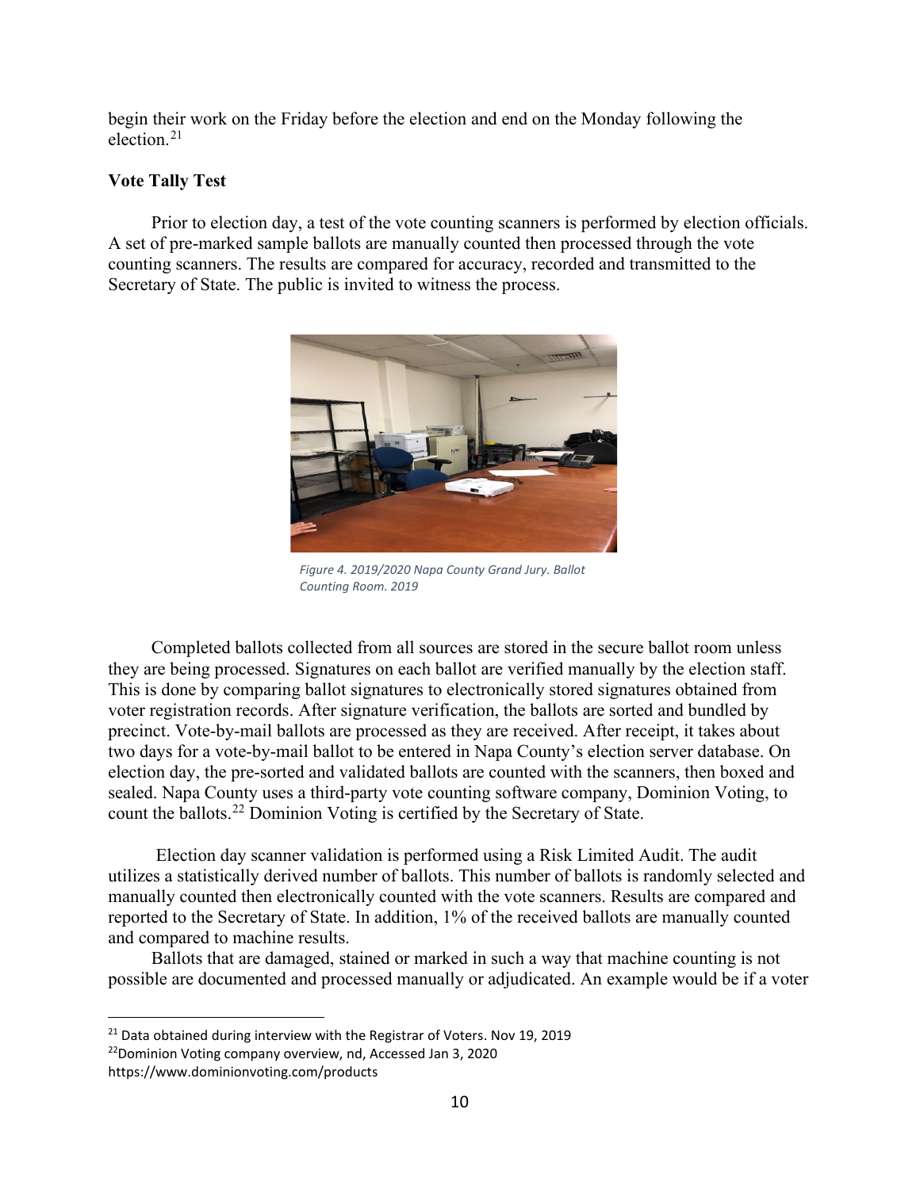begin their work on the Friday before the election and end on the Monday following the election.[21]

**Vote Tally Test**

Prior to election day, a test of the vote counting scanners is performed by election officials. A set of pre-marked sample ballots are manually counted then processed through the vote counting scanners. The results are compared for accuracy, recorded and transmitted to the Secretary of State. The public is invited to witness the process.

*Figure 4. 2019/2020 Napa County Grand Jury. Ballot Counting Room. 2019*

Completed ballots collected from all sources are stored in the secure ballot room unless they are being processed. Signatures on each ballot are verified manually by the election staff. This is done by comparing ballot signatures to electronically stored signatures obtained from voter registration records. After signature verification, the ballots are sorted and bundled by precinct. Vote-by-mail ballots are processed as they are received. After receipt, it takes about two days for a vote-by-mail ballot to be entered in Napa County's election server database. On election day, the pre-sorted and validated ballots are counted with the scanners, then boxed and sealed. Napa County uses a third-party vote counting software company, Dominion Voting, to count the ballots.[22] Dominion Voting is certified by the Secretary of State.

Election day scanner validation is performed using a Risk Limited Audit. The audit utilizes a statistically derived number of ballots. This number of ballots is randomly selected and manually counted then electronically counted with the vote scanners. Results are compared and reported to the Secretary of State. In addition, 1% of the received ballots are manually counted and compared to machine results.

Ballots that are damaged, stained or marked in such a way that machine counting is not possible are documented and processed manually or adjudicated. An example would be if a voter

---

[21] Data obtained during interview with the Registrar of Voters. Nov 19, 2019

[22] Dominion Voting company overview, nd, Accessed Jan 3, 2020 https://www.dominionvoting.com/products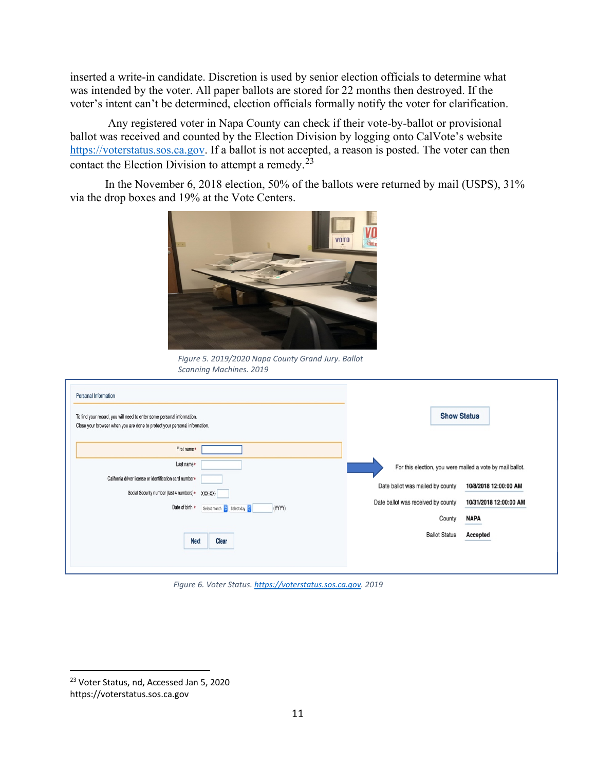inserted a write-in candidate. Discretion is used by senior election officials to determine what was intended by the voter. All paper ballots are stored for 22 months then destroyed. If the voter's intent can't be determined, election officials formally notify the voter for clarification.

Any registered voter in Napa County can check if their vote-by-ballot or provisional ballot was received and counted by the Election Division by logging onto CalVote's website https://voterstatus.sos.ca.gov. If a ballot is not accepted, a reason is posted. The voter can then contact the Election Division to attempt a remedy.[23]

In the November 6, 2018 election, 50% of the ballots were returned by mail (USPS), 31% via the drop boxes and 19% at the Vote Centers.

*Figure 5. 2019/2020 Napa County Grand Jury. Ballot Scanning Machines. 2019*

*Figure 6. Voter Status. https://voterstatus.sos.ca.gov. 2019*

[23] Voter Status, nd, Accessed Jan 5, 2020 https://voterstatus.sos.ca.gov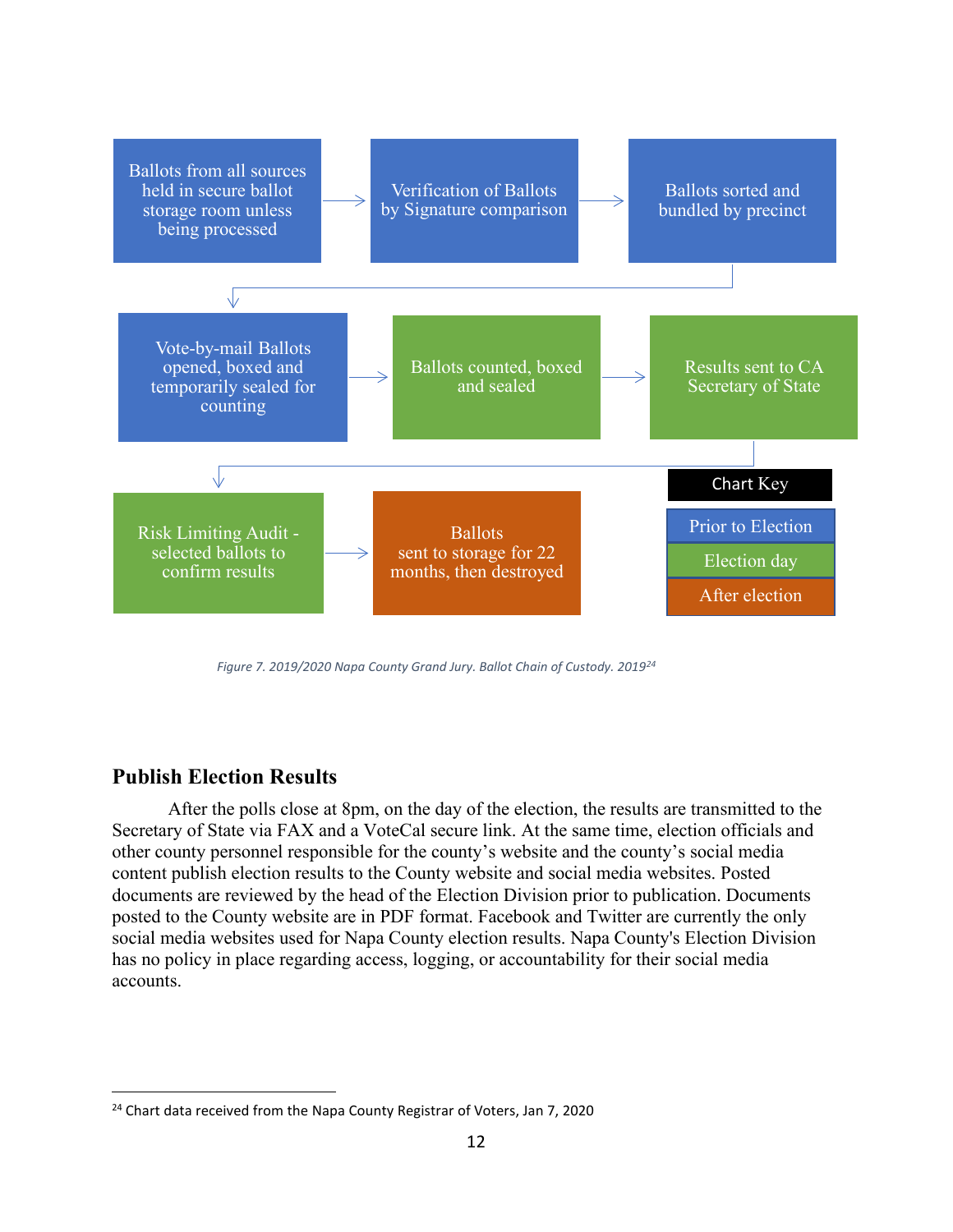Ballots from all sources held in secure ballot storage room unless being processed → Verification of Ballots by Signature comparison → Ballots sorted and bundled by precinct → Vote-by-mail Ballots opened, boxed and temporarily sealed for counting → Ballots counted, boxed and sealed → Results sent to CA Secretary of State → Risk Limiting Audit - selected ballots to confirm results → Ballots sent to storage for 22 months, then destroyed

| Chart Key |
| --- |
| Prior to Election |
| Election day |
| After election |

*Figure 7. 2019/2020 Napa County Grand Jury. Ballot Chain of Custody. 2019[24]*

## Publish Election Results

After the polls close at 8pm, on the day of the election, the results are transmitted to the Secretary of State via FAX and a VoteCal secure link. At the same time, election officials and other county personnel responsible for the county's website and the county's social media content publish election results to the County website and social media websites. Posted documents are reviewed by the head of the Election Division prior to publication. Documents posted to the County website are in PDF format. Facebook and Twitter are currently the only social media websites used for Napa County election results. Napa County's Election Division has no policy in place regarding access, logging, or accountability for their social media accounts.

---

[24] Chart data received from the Napa County Registrar of Voters, Jan 7, 2020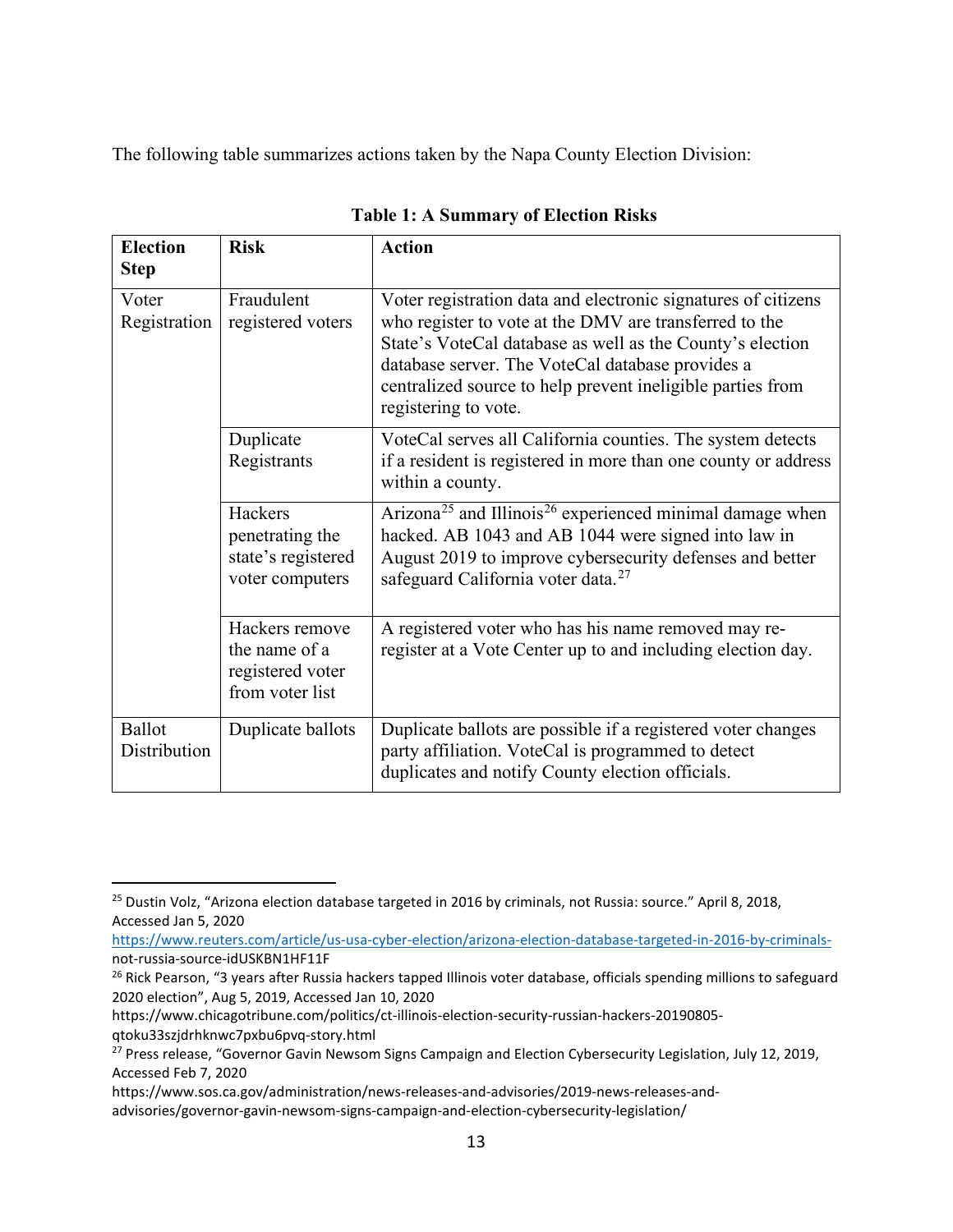The following table summarizes actions taken by the Napa County Election Division:

**Table 1: A Summary of Election Risks**

| Election Step | Risk | Action |
|---|---|---|
| Voter Registration | Fraudulent registered voters | Voter registration data and electronic signatures of citizens who register to vote at the DMV are transferred to the State's VoteCal database as well as the County's election database server. The VoteCal database provides a centralized source to help prevent ineligible parties from registering to vote. |
| | Duplicate Registrants | VoteCal serves all California counties. The system detects if a resident is registered in more than one county or address within a county. |
| | Hackers penetrating the state's registered voter computers | Arizona[25] and Illinois[26] experienced minimal damage when hacked. AB 1043 and AB 1044 were signed into law in August 2019 to improve cybersecurity defenses and better safeguard California voter data.[27] |
| | Hackers remove the name of a registered voter from voter list | A registered voter who has his name removed may re-register at a Vote Center up to and including election day. |
| Ballot Distribution | Duplicate ballots | Duplicate ballots are possible if a registered voter changes party affiliation. VoteCal is programmed to detect duplicates and notify County election officials. |

---

[25] Dustin Volz, "Arizona election database targeted in 2016 by criminals, not Russia: source." April 8, 2018, Accessed Jan 5, 2020 https://www.reuters.com/article/us-usa-cyber-election/arizona-election-database-targeted-in-2016-by-criminals-not-russia-source-idUSKBN1HF11F

[26] Rick Pearson, "3 years after Russia hackers tapped Illinois voter database, officials spending millions to safeguard 2020 election", Aug 5, 2019, Accessed Jan 10, 2020 https://www.chicagotribune.com/politics/ct-illinois-election-security-russian-hackers-20190805-qtoku33szjdrhknwc7pxbu6pvq-story.html

[27] Press release, "Governor Gavin Newsom Signs Campaign and Election Cybersecurity Legislation, July 12, 2019, Accessed Feb 7, 2020 https://www.sos.ca.gov/administration/news-releases-and-advisories/2019-news-releases-and-advisories/governor-gavin-newsom-signs-campaign-and-election-cybersecurity-legislation/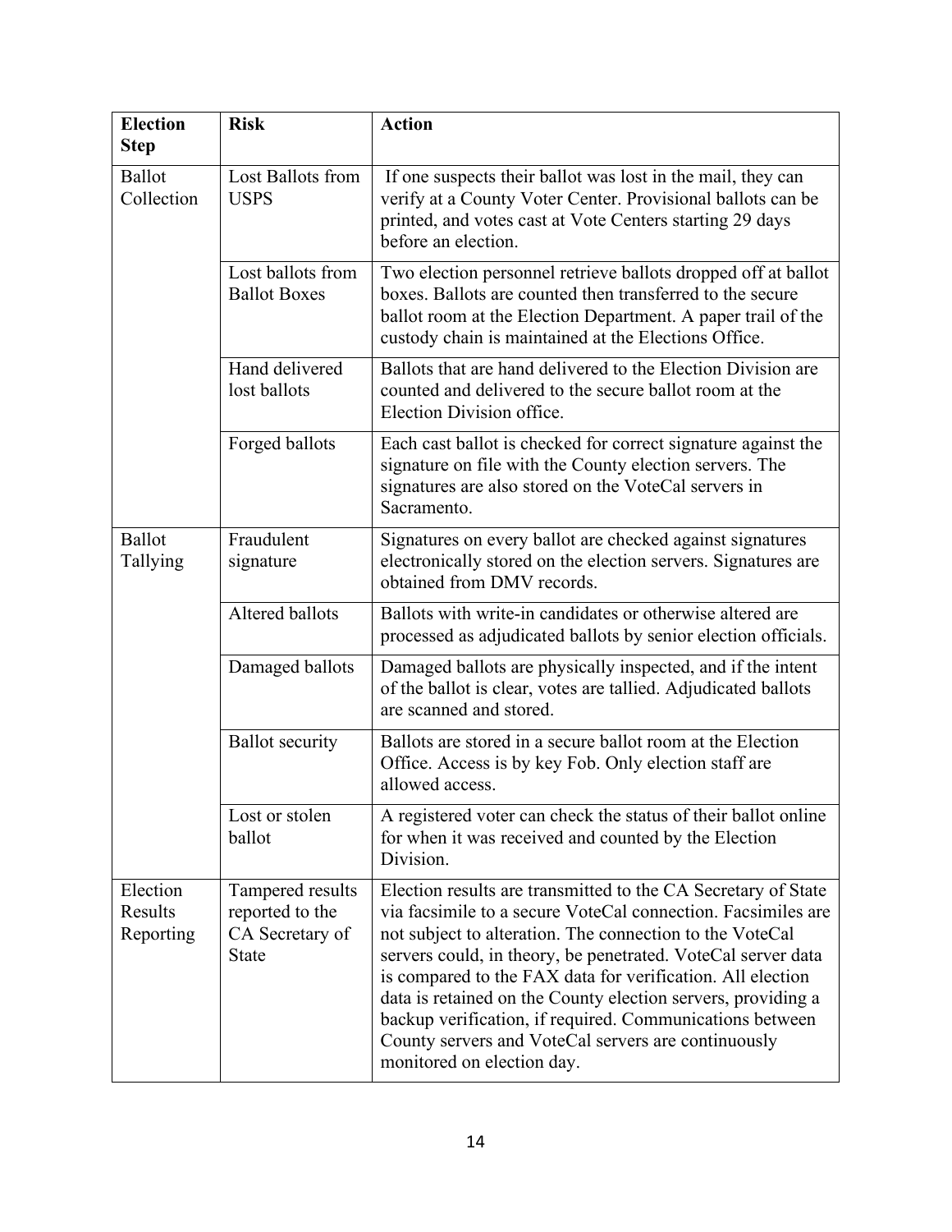| Election Step | Risk | Action |
|---|---|---|
| Ballot Collection | Lost Ballots from USPS | If one suspects their ballot was lost in the mail, they can verify at a County Voter Center. Provisional ballots can be printed, and votes cast at Vote Centers starting 29 days before an election. |
| | Lost ballots from Ballot Boxes | Two election personnel retrieve ballots dropped off at ballot boxes. Ballots are counted then transferred to the secure ballot room at the Election Department. A paper trail of the custody chain is maintained at the Elections Office. |
| | Hand delivered lost ballots | Ballots that are hand delivered to the Election Division are counted and delivered to the secure ballot room at the Election Division office. |
| | Forged ballots | Each cast ballot is checked for correct signature against the signature on file with the County election servers. The signatures are also stored on the VoteCal servers in Sacramento. |
| Ballot Tallying | Fraudulent signature | Signatures on every ballot are checked against signatures electronically stored on the election servers. Signatures are obtained from DMV records. |
| | Altered ballots | Ballots with write-in candidates or otherwise altered are processed as adjudicated ballots by senior election officials. |
| | Damaged ballots | Damaged ballots are physically inspected, and if the intent of the ballot is clear, votes are tallied. Adjudicated ballots are scanned and stored. |
| | Ballot security | Ballots are stored in a secure ballot room at the Election Office. Access is by key Fob. Only election staff are allowed access. |
| | Lost or stolen ballot | A registered voter can check the status of their ballot online for when it was received and counted by the Election Division. |
| Election Results Reporting | Tampered results reported to the CA Secretary of State | Election results are transmitted to the CA Secretary of State via facsimile to a secure VoteCal connection. Facsimiles are not subject to alteration. The connection to the VoteCal servers could, in theory, be penetrated. VoteCal server data is compared to the FAX data for verification. All election data is retained on the County election servers, providing a backup verification, if required. Communications between County servers and VoteCal servers are continuously monitored on election day. |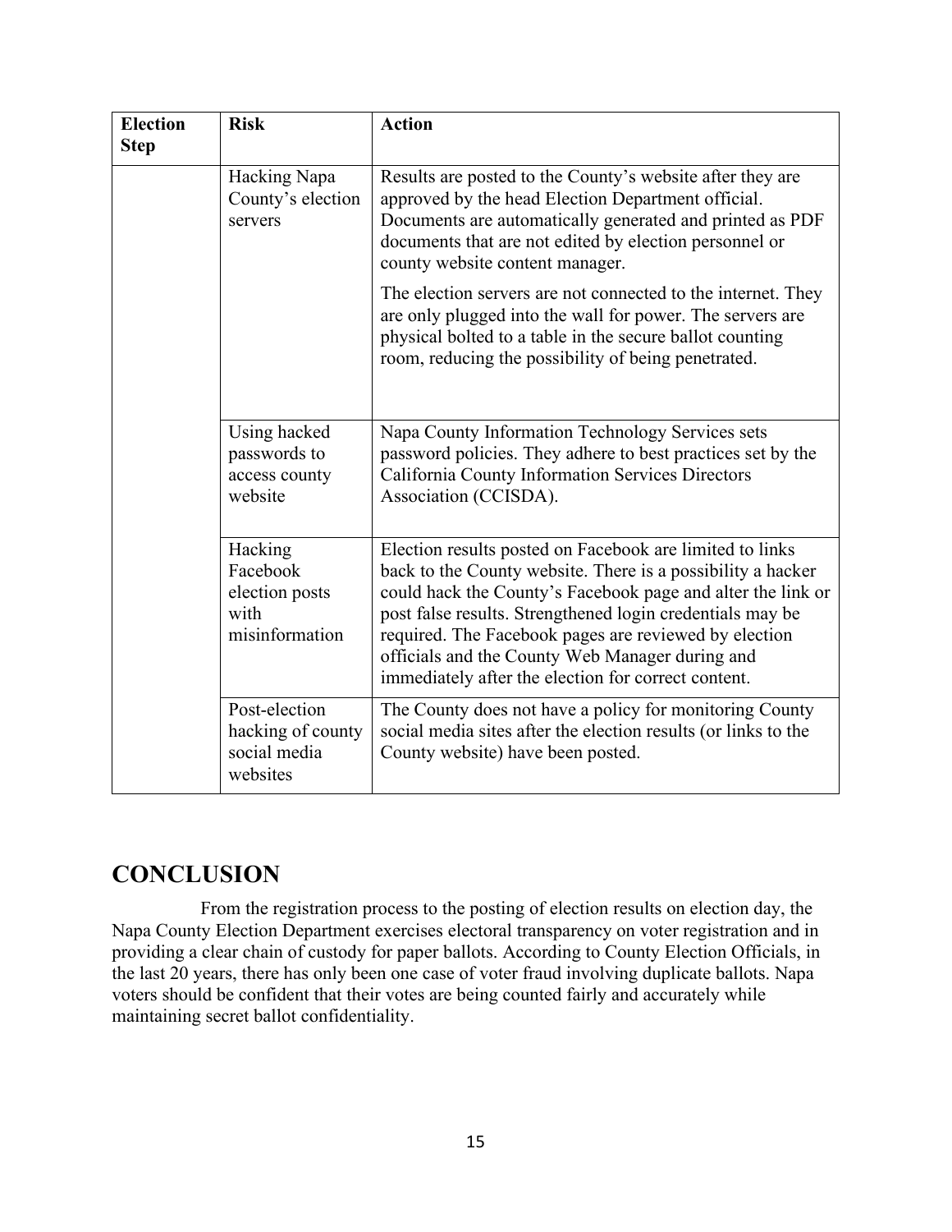| Election Step | Risk | Action |
|---|---|---|
| | Hacking Napa County's election servers | Results are posted to the County's website after they are approved by the head Election Department official. Documents are automatically generated and printed as PDF documents that are not edited by election personnel or county website content manager.<br><br>The election servers are not connected to the internet. They are only plugged into the wall for power. The servers are physical bolted to a table in the secure ballot counting room, reducing the possibility of being penetrated. |
| | Using hacked passwords to access county website | Napa County Information Technology Services sets password policies. They adhere to best practices set by the California County Information Services Directors Association (CCISDA). |
| | Hacking Facebook election posts with misinformation | Election results posted on Facebook are limited to links back to the County website. There is a possibility a hacker could hack the County's Facebook page and alter the link or post false results. Strengthened login credentials may be required. The Facebook pages are reviewed by election officials and the County Web Manager during and immediately after the election for correct content. |
| | Post-election hacking of county social media websites | The County does not have a policy for monitoring County social media sites after the election results (or links to the County website) have been posted. |

# CONCLUSION

From the registration process to the posting of election results on election day, the Napa County Election Department exercises electoral transparency on voter registration and in providing a clear chain of custody for paper ballots. According to County Election Officials, in the last 20 years, there has only been one case of voter fraud involving duplicate ballots. Napa voters should be confident that their votes are being counted fairly and accurately while maintaining secret ballot confidentiality.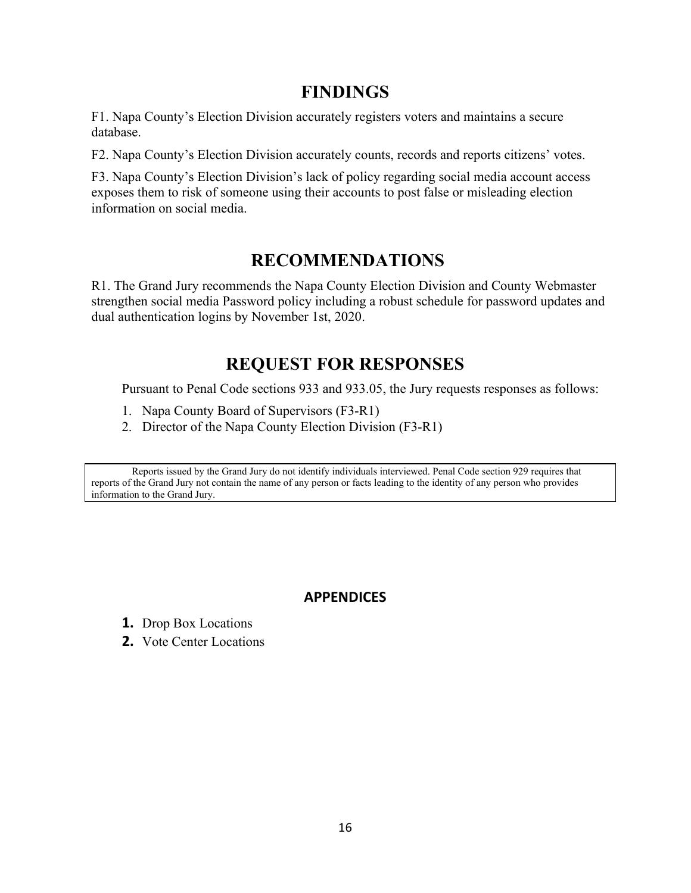## FINDINGS

F1. Napa County's Election Division accurately registers voters and maintains a secure database.

F2. Napa County's Election Division accurately counts, records and reports citizens' votes.

F3. Napa County's Election Division's lack of policy regarding social media account access exposes them to risk of someone using their accounts to post false or misleading election information on social media.

## RECOMMENDATIONS

R1. The Grand Jury recommends the Napa County Election Division and County Webmaster strengthen social media Password policy including a robust schedule for password updates and dual authentication logins by November 1st, 2020.

## REQUEST FOR RESPONSES

Pursuant to Penal Code sections 933 and 933.05, the Jury requests responses as follows:

1. Napa County Board of Supervisors (F3-R1)
2. Director of the Napa County Election Division (F3-R1)

> Reports issued by the Grand Jury do not identify individuals interviewed. Penal Code section 929 requires that reports of the Grand Jury not contain the name of any person or facts leading to the identity of any person who provides information to the Grand Jury.

### APPENDICES

1. Drop Box Locations
2. Vote Center Locations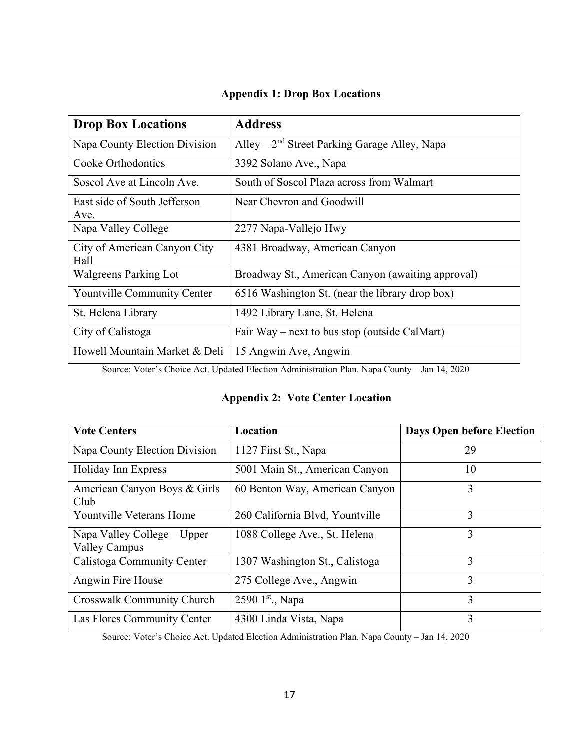## Appendix 1: Drop Box Locations

| Drop Box Locations | Address |
| --- | --- |
| Napa County Election Division | Alley – 2nd Street Parking Garage Alley, Napa |
| Cooke Orthodontics | 3392 Solano Ave., Napa |
| Soscol Ave at Lincoln Ave. | South of Soscol Plaza across from Walmart |
| East side of South Jefferson Ave. | Near Chevron and Goodwill |
| Napa Valley College | 2277 Napa-Vallejo Hwy |
| City of American Canyon City Hall | 4381 Broadway, American Canyon |
| Walgreens Parking Lot | Broadway St., American Canyon (awaiting approval) |
| Yountville Community Center | 6516 Washington St. (near the library drop box) |
| St. Helena Library | 1492 Library Lane, St. Helena |
| City of Calistoga | Fair Way – next to bus stop (outside CalMart) |
| Howell Mountain Market & Deli | 15 Angwin Ave, Angwin |

Source: Voter's Choice Act. Updated Election Administration Plan. Napa County – Jan 14, 2020

## Appendix 2: Vote Center Location

| Vote Centers | Location | Days Open before Election |
| --- | --- | --- |
| Napa County Election Division | 1127 First St., Napa | 29 |
| Holiday Inn Express | 5001 Main St., American Canyon | 10 |
| American Canyon Boys & Girls Club | 60 Benton Way, American Canyon | 3 |
| Yountville Veterans Home | 260 California Blvd, Yountville | 3 |
| Napa Valley College – Upper Valley Campus | 1088 College Ave., St. Helena | 3 |
| Calistoga Community Center | 1307 Washington St., Calistoga | 3 |
| Angwin Fire House | 275 College Ave., Angwin | 3 |
| Crosswalk Community Church | 2590 1st., Napa | 3 |
| Las Flores Community Center | 4300 Linda Vista, Napa | 3 |

Source: Voter's Choice Act. Updated Election Administration Plan. Napa County – Jan 14, 2020